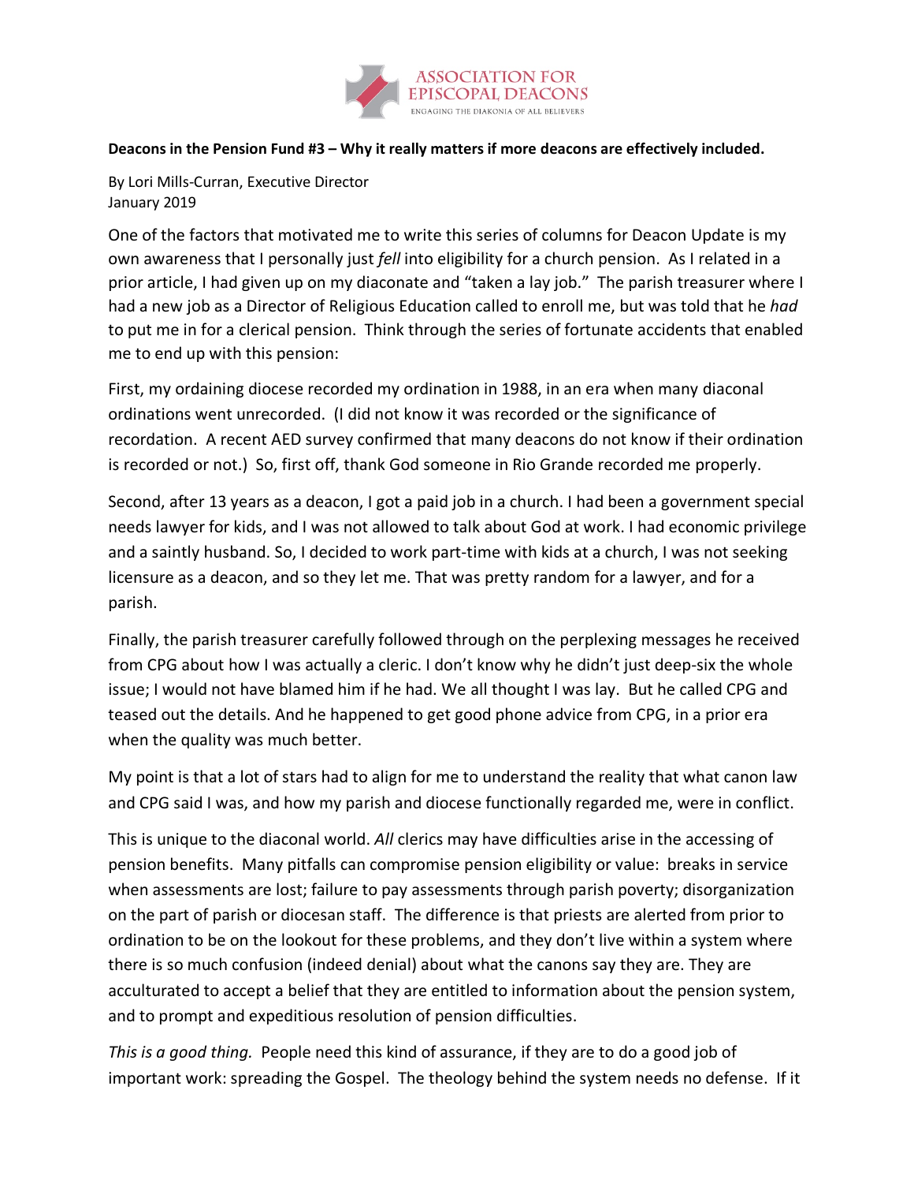ASSOCIATION FOR EPISCOPAL DEACONS
ENGAGING THE DIAKONIA OF ALL BELIEVERS

**Deacons in the Pension Fund #3 – Why it really matters if more deacons are effectively included.**

By Lori Mills-Curran, Executive Director
January 2019

One of the factors that motivated me to write this series of columns for Deacon Update is my own awareness that I personally just *fell* into eligibility for a church pension. As I related in a prior article, I had given up on my diaconate and "taken a lay job." The parish treasurer where I had a new job as a Director of Religious Education called to enroll me, but was told that he *had* to put me in for a clerical pension. Think through the series of fortunate accidents that enabled me to end up with this pension:

First, my ordaining diocese recorded my ordination in 1988, in an era when many diaconal ordinations went unrecorded. (I did not know it was recorded or the significance of recordation. A recent AED survey confirmed that many deacons do not know if their ordination is recorded or not.) So, first off, thank God someone in Rio Grande recorded me properly.

Second, after 13 years as a deacon, I got a paid job in a church. I had been a government special needs lawyer for kids, and I was not allowed to talk about God at work. I had economic privilege and a saintly husband. So, I decided to work part-time with kids at a church, I was not seeking licensure as a deacon, and so they let me. That was pretty random for a lawyer, and for a parish.

Finally, the parish treasurer carefully followed through on the perplexing messages he received from CPG about how I was actually a cleric. I don't know why he didn't just deep-six the whole issue; I would not have blamed him if he had. We all thought I was lay. But he called CPG and teased out the details. And he happened to get good phone advice from CPG, in a prior era when the quality was much better.

My point is that a lot of stars had to align for me to understand the reality that what canon law and CPG said I was, and how my parish and diocese functionally regarded me, were in conflict.

This is unique to the diaconal world. *All* clerics may have difficulties arise in the accessing of pension benefits. Many pitfalls can compromise pension eligibility or value: breaks in service when assessments are lost; failure to pay assessments through parish poverty; disorganization on the part of parish or diocesan staff. The difference is that priests are alerted from prior to ordination to be on the lookout for these problems, and they don't live within a system where there is so much confusion (indeed denial) about what the canons say they are. They are acculturated to accept a belief that they are entitled to information about the pension system, and to prompt and expeditious resolution of pension difficulties.

*This is a good thing.* People need this kind of assurance, if they are to do a good job of important work: spreading the Gospel. The theology behind the system needs no defense. If it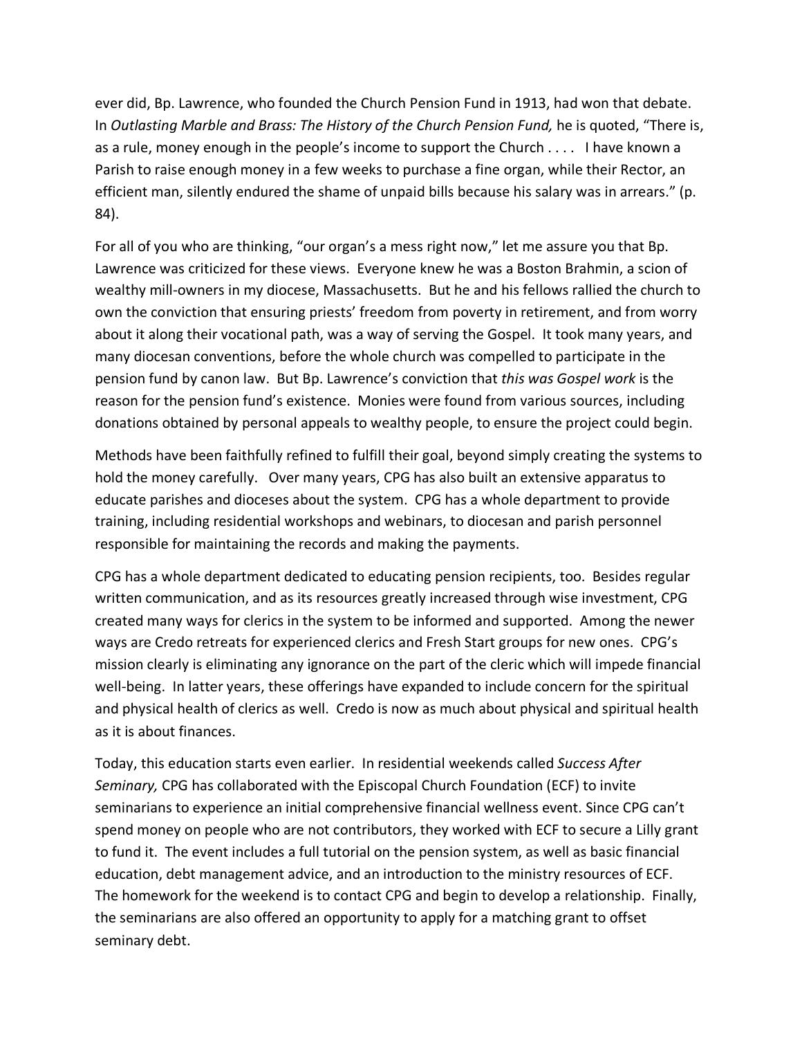ever did, Bp. Lawrence, who founded the Church Pension Fund in 1913, had won that debate. In *Outlasting Marble and Brass: The History of the Church Pension Fund,* he is quoted, "There is, as a rule, money enough in the people's income to support the Church . . . . I have known a Parish to raise enough money in a few weeks to purchase a fine organ, while their Rector, an efficient man, silently endured the shame of unpaid bills because his salary was in arrears." (p. 84).

For all of you who are thinking, "our organ's a mess right now," let me assure you that Bp. Lawrence was criticized for these views. Everyone knew he was a Boston Brahmin, a scion of wealthy mill-owners in my diocese, Massachusetts. But he and his fellows rallied the church to own the conviction that ensuring priests' freedom from poverty in retirement, and from worry about it along their vocational path, was a way of serving the Gospel. It took many years, and many diocesan conventions, before the whole church was compelled to participate in the pension fund by canon law. But Bp. Lawrence's conviction that *this was Gospel work* is the reason for the pension fund's existence. Monies were found from various sources, including donations obtained by personal appeals to wealthy people, to ensure the project could begin.

Methods have been faithfully refined to fulfill their goal, beyond simply creating the systems to hold the money carefully. Over many years, CPG has also built an extensive apparatus to educate parishes and dioceses about the system. CPG has a whole department to provide training, including residential workshops and webinars, to diocesan and parish personnel responsible for maintaining the records and making the payments.

CPG has a whole department dedicated to educating pension recipients, too. Besides regular written communication, and as its resources greatly increased through wise investment, CPG created many ways for clerics in the system to be informed and supported. Among the newer ways are Credo retreats for experienced clerics and Fresh Start groups for new ones. CPG's mission clearly is eliminating any ignorance on the part of the cleric which will impede financial well-being. In latter years, these offerings have expanded to include concern for the spiritual and physical health of clerics as well. Credo is now as much about physical and spiritual health as it is about finances.

Today, this education starts even earlier. In residential weekends called *Success After Seminary,* CPG has collaborated with the Episcopal Church Foundation (ECF) to invite seminarians to experience an initial comprehensive financial wellness event. Since CPG can't spend money on people who are not contributors, they worked with ECF to secure a Lilly grant to fund it. The event includes a full tutorial on the pension system, as well as basic financial education, debt management advice, and an introduction to the ministry resources of ECF. The homework for the weekend is to contact CPG and begin to develop a relationship. Finally, the seminarians are also offered an opportunity to apply for a matching grant to offset seminary debt.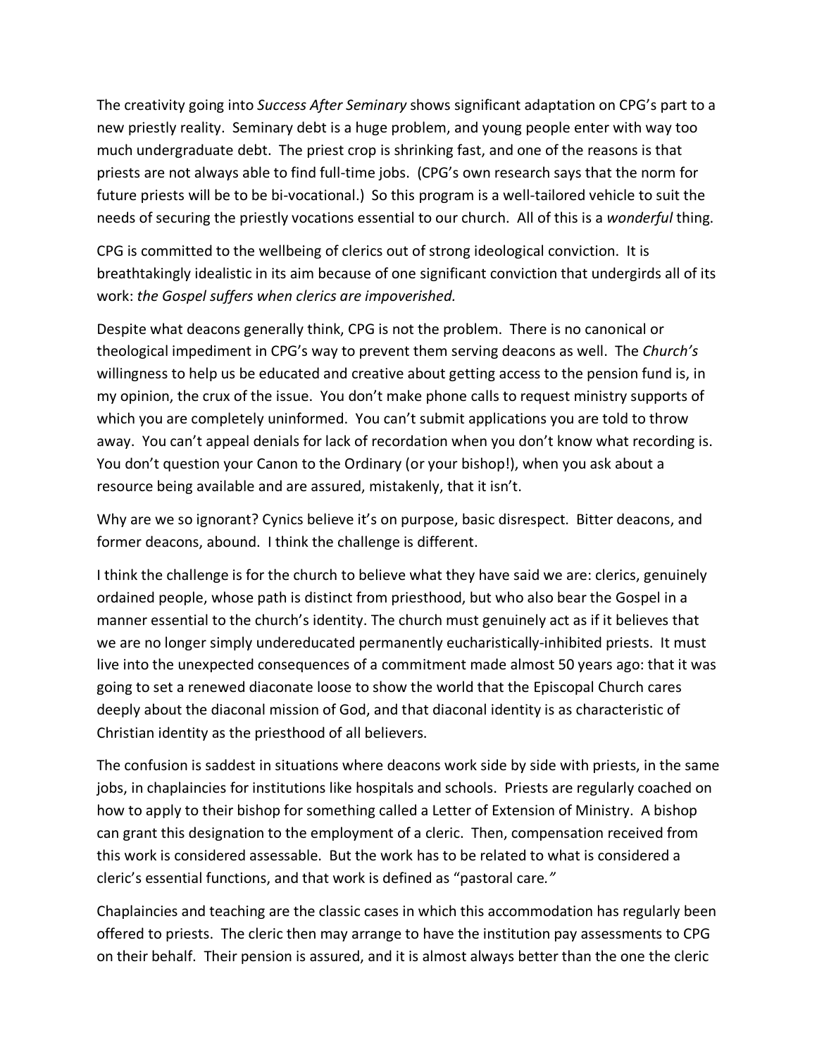The creativity going into *Success After Seminary* shows significant adaptation on CPG's part to a new priestly reality. Seminary debt is a huge problem, and young people enter with way too much undergraduate debt. The priest crop is shrinking fast, and one of the reasons is that priests are not always able to find full-time jobs. (CPG's own research says that the norm for future priests will be to be bi-vocational.) So this program is a well-tailored vehicle to suit the needs of securing the priestly vocations essential to our church. All of this is a *wonderful* thing.

CPG is committed to the wellbeing of clerics out of strong ideological conviction. It is breathtakingly idealistic in its aim because of one significant conviction that undergirds all of its work: *the Gospel suffers when clerics are impoverished.*

Despite what deacons generally think, CPG is not the problem. There is no canonical or theological impediment in CPG's way to prevent them serving deacons as well. The *Church's* willingness to help us be educated and creative about getting access to the pension fund is, in my opinion, the crux of the issue. You don't make phone calls to request ministry supports of which you are completely uninformed. You can't submit applications you are told to throw away. You can't appeal denials for lack of recordation when you don't know what recording is. You don't question your Canon to the Ordinary (or your bishop!), when you ask about a resource being available and are assured, mistakenly, that it isn't.

Why are we so ignorant? Cynics believe it's on purpose, basic disrespect. Bitter deacons, and former deacons, abound. I think the challenge is different.

I think the challenge is for the church to believe what they have said we are: clerics, genuinely ordained people, whose path is distinct from priesthood, but who also bear the Gospel in a manner essential to the church's identity. The church must genuinely act as if it believes that we are no longer simply undereducated permanently eucharistically-inhibited priests. It must live into the unexpected consequences of a commitment made almost 50 years ago: that it was going to set a renewed diaconate loose to show the world that the Episcopal Church cares deeply about the diaconal mission of God, and that diaconal identity is as characteristic of Christian identity as the priesthood of all believers.

The confusion is saddest in situations where deacons work side by side with priests, in the same jobs, in chaplaincies for institutions like hospitals and schools. Priests are regularly coached on how to apply to their bishop for something called a Letter of Extension of Ministry. A bishop can grant this designation to the employment of a cleric. Then, compensation received from this work is considered assessable. But the work has to be related to what is considered a cleric's essential functions, and that work is defined as "pastoral care*.*"

Chaplaincies and teaching are the classic cases in which this accommodation has regularly been offered to priests. The cleric then may arrange to have the institution pay assessments to CPG on their behalf. Their pension is assured, and it is almost always better than the one the cleric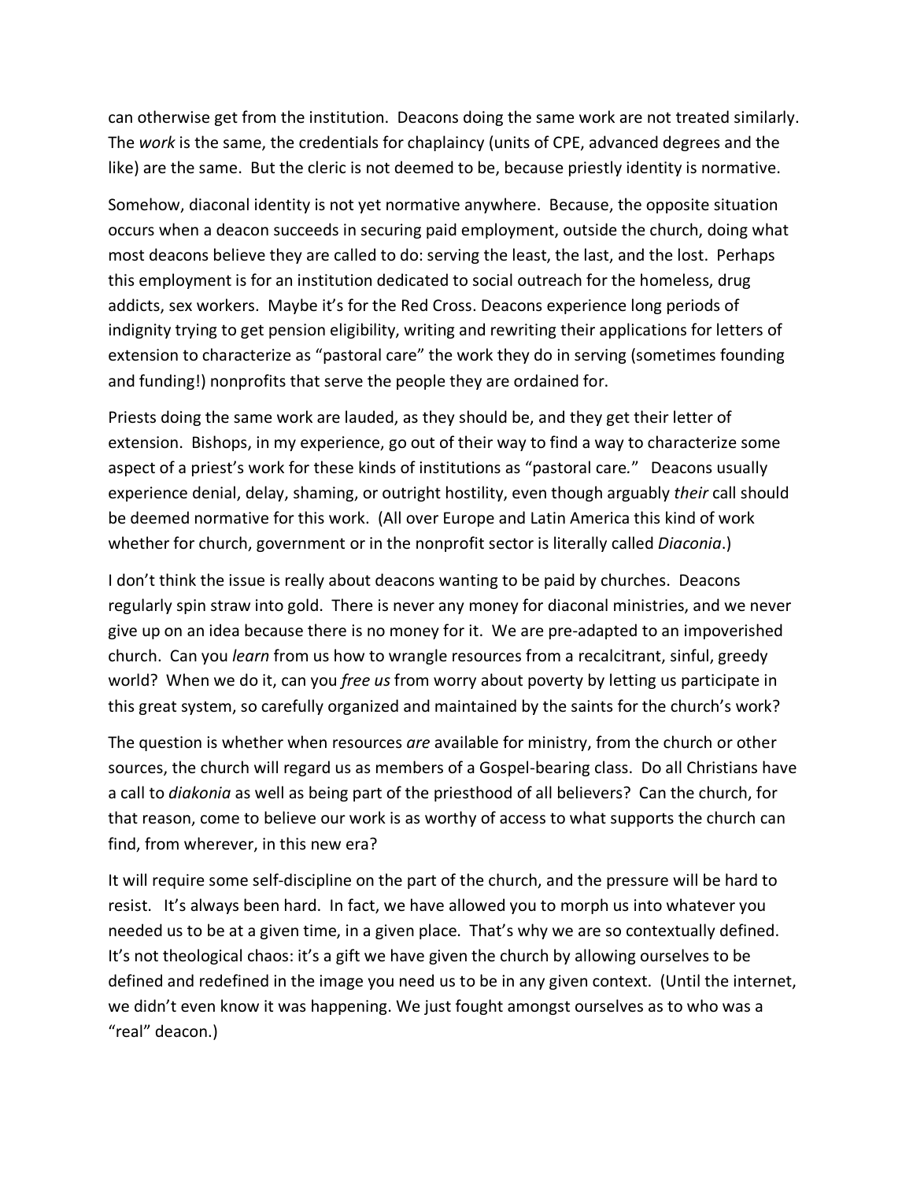can otherwise get from the institution. Deacons doing the same work are not treated similarly. The *work* is the same, the credentials for chaplaincy (units of CPE, advanced degrees and the like) are the same. But the cleric is not deemed to be, because priestly identity is normative.

Somehow, diaconal identity is not yet normative anywhere. Because, the opposite situation occurs when a deacon succeeds in securing paid employment, outside the church, doing what most deacons believe they are called to do: serving the least, the last, and the lost. Perhaps this employment is for an institution dedicated to social outreach for the homeless, drug addicts, sex workers. Maybe it's for the Red Cross. Deacons experience long periods of indignity trying to get pension eligibility, writing and rewriting their applications for letters of extension to characterize as "pastoral care" the work they do in serving (sometimes founding and funding!) nonprofits that serve the people they are ordained for.

Priests doing the same work are lauded, as they should be, and they get their letter of extension. Bishops, in my experience, go out of their way to find a way to characterize some aspect of a priest's work for these kinds of institutions as "pastoral care." Deacons usually experience denial, delay, shaming, or outright hostility, even though arguably *their* call should be deemed normative for this work. (All over Europe and Latin America this kind of work whether for church, government or in the nonprofit sector is literally called *Diaconia*.)

I don't think the issue is really about deacons wanting to be paid by churches. Deacons regularly spin straw into gold. There is never any money for diaconal ministries, and we never give up on an idea because there is no money for it. We are pre-adapted to an impoverished church. Can you *learn* from us how to wrangle resources from a recalcitrant, sinful, greedy world? When we do it, can you *free us* from worry about poverty by letting us participate in this great system, so carefully organized and maintained by the saints for the church's work?

The question is whether when resources *are* available for ministry, from the church or other sources, the church will regard us as members of a Gospel-bearing class. Do all Christians have a call to *diakonia* as well as being part of the priesthood of all believers? Can the church, for that reason, come to believe our work is as worthy of access to what supports the church can find, from wherever, in this new era?

It will require some self-discipline on the part of the church, and the pressure will be hard to resist. It's always been hard. In fact, we have allowed you to morph us into whatever you needed us to be at a given time, in a given place. That's why we are so contextually defined. It's not theological chaos: it's a gift we have given the church by allowing ourselves to be defined and redefined in the image you need us to be in any given context. (Until the internet, we didn't even know it was happening. We just fought amongst ourselves as to who was a "real" deacon.)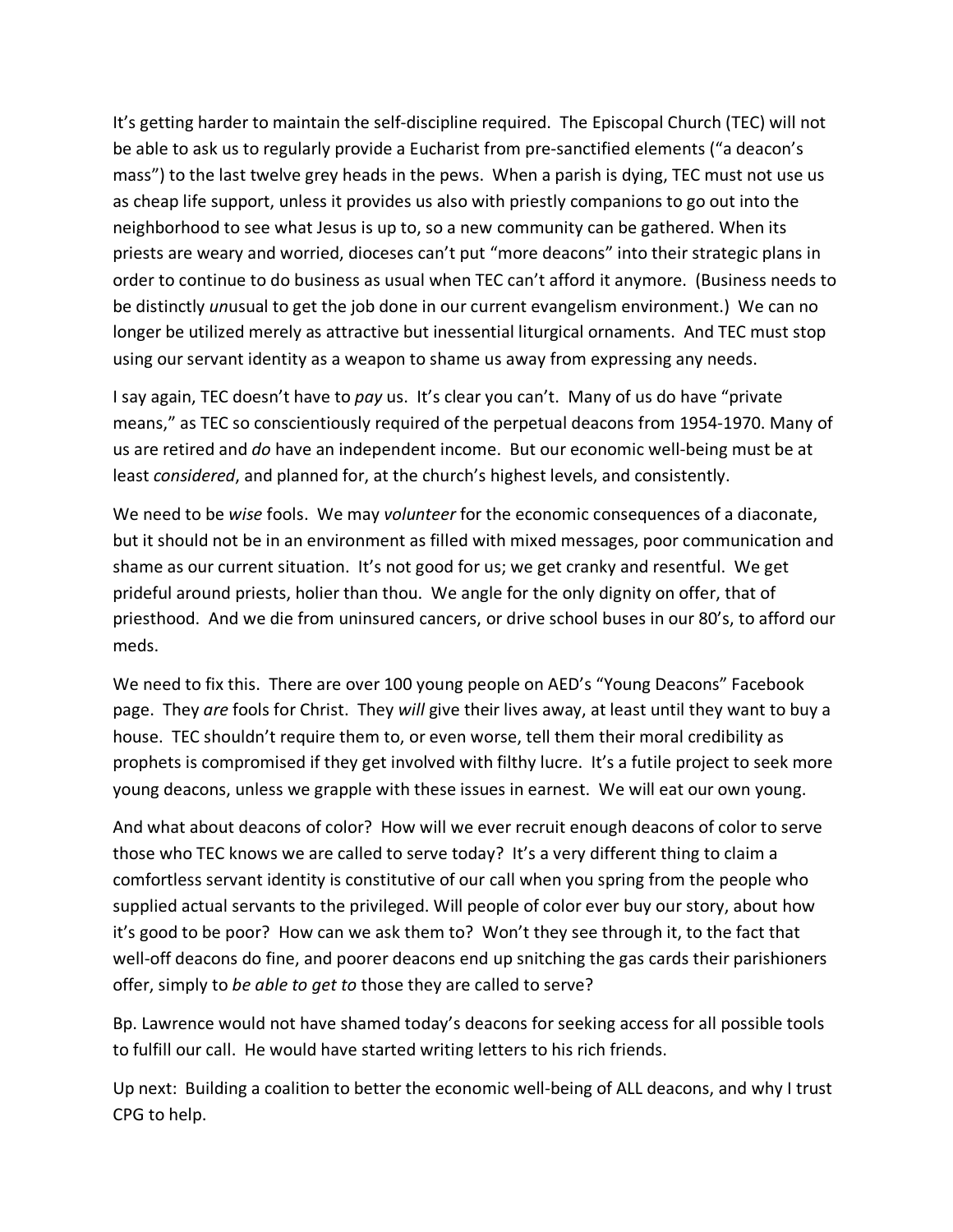It's getting harder to maintain the self-discipline required. The Episcopal Church (TEC) will not be able to ask us to regularly provide a Eucharist from pre-sanctified elements ("a deacon's mass") to the last twelve grey heads in the pews. When a parish is dying, TEC must not use us as cheap life support, unless it provides us also with priestly companions to go out into the neighborhood to see what Jesus is up to, so a new community can be gathered. When its priests are weary and worried, dioceses can't put "more deacons" into their strategic plans in order to continue to do business as usual when TEC can't afford it anymore. (Business needs to be distinctly *un*usual to get the job done in our current evangelism environment.) We can no longer be utilized merely as attractive but inessential liturgical ornaments. And TEC must stop using our servant identity as a weapon to shame us away from expressing any needs.

I say again, TEC doesn't have to *pay* us. It's clear you can't. Many of us do have "private means," as TEC so conscientiously required of the perpetual deacons from 1954-1970. Many of us are retired and *do* have an independent income. But our economic well-being must be at least *considered*, and planned for, at the church's highest levels, and consistently.

We need to be *wise* fools. We may *volunteer* for the economic consequences of a diaconate, but it should not be in an environment as filled with mixed messages, poor communication and shame as our current situation. It's not good for us; we get cranky and resentful. We get prideful around priests, holier than thou. We angle for the only dignity on offer, that of priesthood. And we die from uninsured cancers, or drive school buses in our 80's, to afford our meds.

We need to fix this. There are over 100 young people on AED's "Young Deacons" Facebook page. They *are* fools for Christ. They *will* give their lives away, at least until they want to buy a house. TEC shouldn't require them to, or even worse, tell them their moral credibility as prophets is compromised if they get involved with filthy lucre. It's a futile project to seek more young deacons, unless we grapple with these issues in earnest. We will eat our own young.

And what about deacons of color? How will we ever recruit enough deacons of color to serve those who TEC knows we are called to serve today? It's a very different thing to claim a comfortless servant identity is constitutive of our call when you spring from the people who supplied actual servants to the privileged. Will people of color ever buy our story, about how it's good to be poor? How can we ask them to? Won't they see through it, to the fact that well-off deacons do fine, and poorer deacons end up snitching the gas cards their parishioners offer, simply to *be able to get to* those they are called to serve?

Bp. Lawrence would not have shamed today's deacons for seeking access for all possible tools to fulfill our call. He would have started writing letters to his rich friends.

Up next: Building a coalition to better the economic well-being of ALL deacons, and why I trust CPG to help.